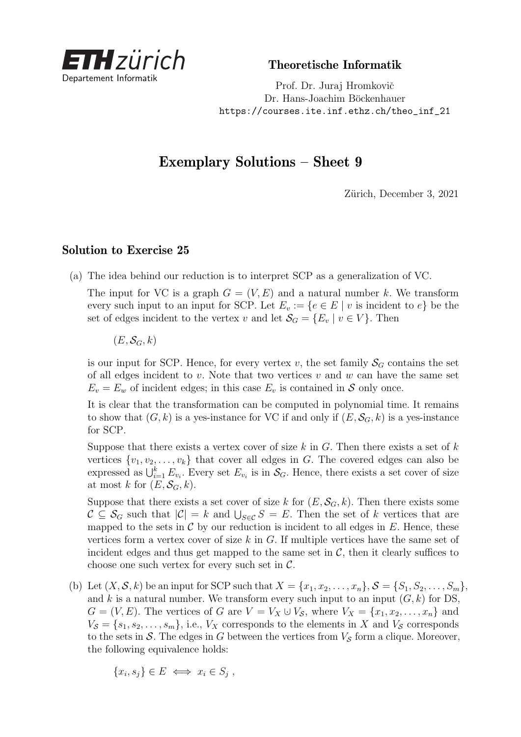ETH zürich
Departement Informatik

**Theoretische Informatik**

Prof. Dr. Juraj Hromkovič
Dr. Hans-Joachim Böckenhauer
https://courses.ite.inf.ethz.ch/theo_inf_21

# Exemplary Solutions – Sheet 9

Zürich, December 3, 2021

## Solution to Exercise 25

(a) The idea behind our reduction is to interpret SCP as a generalization of VC.

The input for VC is a graph $G = (V, E)$ and a natural number $k$. We transform every such input to an input for SCP. Let $E_v := \{e \in E \mid v \text{ is incident to } e\}$ be the set of edges incident to the vertex $v$ and let $\mathcal{S}_G = \{E_v \mid v \in V\}$. Then

$$(E, \mathcal{S}_G, k)$$

is our input for SCP. Hence, for every vertex $v$, the set family $\mathcal{S}_G$ contains the set of all edges incident to $v$. Note that two vertices $v$ and $w$ can have the same set $E_v = E_w$ of incident edges; in this case $E_v$ is contained in $\mathcal{S}$ only once.

It is clear that the transformation can be computed in polynomial time. It remains to show that $(G, k)$ is a yes-instance for VC if and only if $(E, \mathcal{S}_G, k)$ is a yes-instance for SCP.

Suppose that there exists a vertex cover of size $k$ in $G$. Then there exists a set of $k$ vertices $\{v_1, v_2, \ldots, v_k\}$ that cover all edges in $G$. The covered edges can also be expressed as $\bigcup_{i=1}^{k} E_{v_i}$. Every set $E_{v_i}$ is in $\mathcal{S}_G$. Hence, there exists a set cover of size at most $k$ for $(E, \mathcal{S}_G, k)$.

Suppose that there exists a set cover of size $k$ for $(E, \mathcal{S}_G, k)$. Then there exists some $\mathcal{C} \subseteq \mathcal{S}_G$ such that $|\mathcal{C}| = k$ and $\bigcup_{S \in \mathcal{C}} S = E$. Then the set of $k$ vertices that are mapped to the sets in $\mathcal{C}$ by our reduction is incident to all edges in $E$. Hence, these vertices form a vertex cover of size $k$ in $G$. If multiple vertices have the same set of incident edges and thus get mapped to the same set in $\mathcal{C}$, then it clearly suffices to choose one such vertex for every such set in $\mathcal{C}$.

(b) Let $(X, \mathcal{S}, k)$ be an input for SCP such that $X = \{x_1, x_2, \ldots, x_n\}$, $\mathcal{S} = \{S_1, S_2, \ldots, S_m\}$, and $k$ is a natural number. We transform every such input to an input $(G, k)$ for DS, $G = (V, E)$. The vertices of $G$ are $V = V_X \cup V_{\mathcal{S}}$, where $V_X = \{x_1, x_2, \ldots, x_n\}$ and $V_{\mathcal{S}} = \{s_1, s_2, \ldots, s_m\}$, i.e., $V_X$ corresponds to the elements in $X$ and $V_{\mathcal{S}}$ corresponds to the sets in $\mathcal{S}$. The edges in $G$ between the vertices from $V_{\mathcal{S}}$ form a clique. Moreover, the following equivalence holds:

$$\{x_i, s_j\} \in E \iff x_i \in S_j ,$$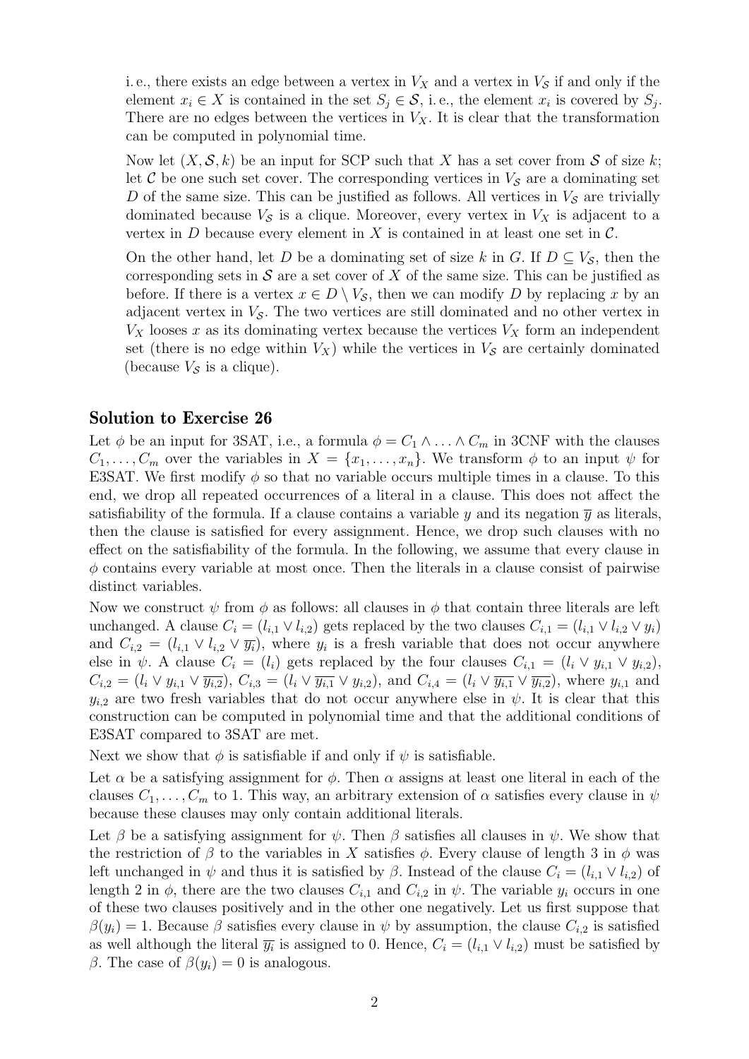i. e., there exists an edge between a vertex in $V_X$ and a vertex in $V_{\mathcal{S}}$ if and only if the element $x_i \in X$ is contained in the set $S_j \in \mathcal{S}$, i. e., the element $x_i$ is covered by $S_j$. There are no edges between the vertices in $V_X$. It is clear that the transformation can be computed in polynomial time.

Now let $(X, \mathcal{S}, k)$ be an input for SCP such that $X$ has a set cover from $\mathcal{S}$ of size $k$; let $\mathcal{C}$ be one such set cover. The corresponding vertices in $V_{\mathcal{S}}$ are a dominating set $D$ of the same size. This can be justified as follows. All vertices in $V_{\mathcal{S}}$ are trivially dominated because $V_{\mathcal{S}}$ is a clique. Moreover, every vertex in $V_X$ is adjacent to a vertex in $D$ because every element in $X$ is contained in at least one set in $\mathcal{C}$.

On the other hand, let $D$ be a dominating set of size $k$ in $G$. If $D \subseteq V_{\mathcal{S}}$, then the corresponding sets in $\mathcal{S}$ are a set cover of $X$ of the same size. This can be justified as before. If there is a vertex $x \in D \setminus V_{\mathcal{S}}$, then we can modify $D$ by replacing $x$ by an adjacent vertex in $V_{\mathcal{S}}$. The two vertices are still dominated and no other vertex in $V_X$ looses $x$ as its dominating vertex because the vertices $V_X$ form an independent set (there is no edge within $V_X$) while the vertices in $V_{\mathcal{S}}$ are certainly dominated (because $V_{\mathcal{S}}$ is a clique).

## Solution to Exercise 26

Let $\phi$ be an input for 3SAT, i.e., a formula $\phi = C_1 \wedge \ldots \wedge C_m$ in 3CNF with the clauses $C_1, \ldots, C_m$ over the variables in $X = \{x_1, \ldots, x_n\}$. We transform $\phi$ to an input $\psi$ for E3SAT. We first modify $\phi$ so that no variable occurs multiple times in a clause. To this end, we drop all repeated occurrences of a literal in a clause. This does not affect the satisfiability of the formula. If a clause contains a variable $y$ and its negation $\overline{y}$ as literals, then the clause is satisfied for every assignment. Hence, we drop such clauses with no effect on the satisfiability of the formula. In the following, we assume that every clause in $\phi$ contains every variable at most once. Then the literals in a clause consist of pairwise distinct variables.

Now we construct $\psi$ from $\phi$ as follows: all clauses in $\phi$ that contain three literals are left unchanged. A clause $C_i = (l_{i,1} \vee l_{i,2})$ gets replaced by the two clauses $C_{i,1} = (l_{i,1} \vee l_{i,2} \vee y_i)$ and $C_{i,2} = (l_{i,1} \vee l_{i,2} \vee \overline{y_i})$, where $y_i$ is a fresh variable that does not occur anywhere else in $\psi$. A clause $C_i = (l_i)$ gets replaced by the four clauses $C_{i,1} = (l_i \vee y_{i,1} \vee y_{i,2})$, $C_{i,2} = (l_i \vee y_{i,1} \vee \overline{y_{i,2}})$, $C_{i,3} = (l_i \vee \overline{y_{i,1}} \vee y_{i,2})$, and $C_{i,4} = (l_i \vee \overline{y_{i,1}} \vee \overline{y_{i,2}})$, where $y_{i,1}$ and $y_{i,2}$ are two fresh variables that do not occur anywhere else in $\psi$. It is clear that this construction can be computed in polynomial time and that the additional conditions of E3SAT compared to 3SAT are met.

Next we show that $\phi$ is satisfiable if and only if $\psi$ is satisfiable.

Let $\alpha$ be a satisfying assignment for $\phi$. Then $\alpha$ assigns at least one literal in each of the clauses $C_1, \ldots, C_m$ to 1. This way, an arbitrary extension of $\alpha$ satisfies every clause in $\psi$ because these clauses may only contain additional literals.

Let $\beta$ be a satisfying assignment for $\psi$. Then $\beta$ satisfies all clauses in $\psi$. We show that the restriction of $\beta$ to the variables in $X$ satisfies $\phi$. Every clause of length 3 in $\phi$ was left unchanged in $\psi$ and thus it is satisfied by $\beta$. Instead of the clause $C_i = (l_{i,1} \vee l_{i,2})$ of length 2 in $\phi$, there are the two clauses $C_{i,1}$ and $C_{i,2}$ in $\psi$. The variable $y_i$ occurs in one of these two clauses positively and in the other one negatively. Let us first suppose that $\beta(y_i) = 1$. Because $\beta$ satisfies every clause in $\psi$ by assumption, the clause $C_{i,2}$ is satisfied as well although the literal $\overline{y_i}$ is assigned to 0. Hence, $C_i = (l_{i,1} \vee l_{i,2})$ must be satisfied by $\beta$. The case of $\beta(y_i) = 0$ is analogous.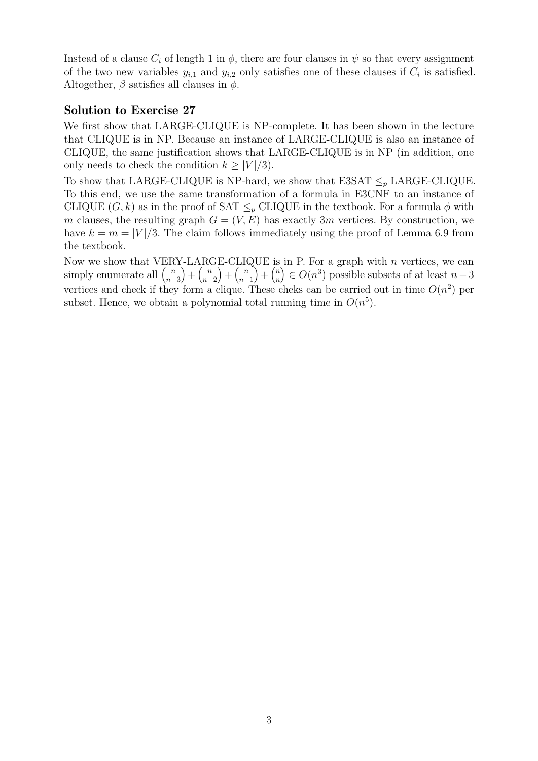Instead of a clause $C_i$ of length 1 in $\phi$, there are four clauses in $\psi$ so that every assignment of the two new variables $y_{i,1}$ and $y_{i,2}$ only satisfies one of these clauses if $C_i$ is satisfied. Altogether, $\beta$ satisfies all clauses in $\phi$.

## Solution to Exercise 27

We first show that LARGE-CLIQUE is NP-complete. It has been shown in the lecture that CLIQUE is in NP. Because an instance of LARGE-CLIQUE is also an instance of CLIQUE, the same justification shows that LARGE-CLIQUE is in NP (in addition, one only needs to check the condition $k \geq |V|/3$).

To show that LARGE-CLIQUE is NP-hard, we show that E3SAT $\leq_p$ LARGE-CLIQUE. To this end, we use the same transformation of a formula in E3CNF to an instance of CLIQUE $(G, k)$ as in the proof of SAT $\leq_p$ CLIQUE in the textbook. For a formula $\phi$ with $m$ clauses, the resulting graph $G = (V, E)$ has exactly $3m$ vertices. By construction, we have $k = m = |V|/3$. The claim follows immediately using the proof of Lemma 6.9 from the textbook.

Now we show that VERY-LARGE-CLIQUE is in P. For a graph with $n$ vertices, we can simply enumerate all $\binom{n}{n-3} + \binom{n}{n-2} + \binom{n}{n-1} + \binom{n}{n} \in O(n^3)$ possible subsets of at least $n-3$ vertices and check if they form a clique. These cheks can be carried out in time $O(n^2)$ per subset. Hence, we obtain a polynomial total running time in $O(n^5)$.